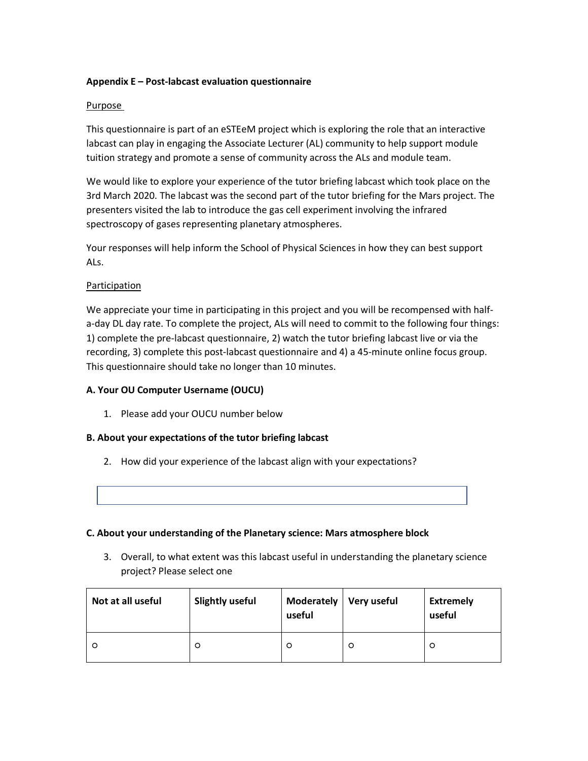**Appendix E – Post-labcast evaluation questionnaire**

Purpose

This questionnaire is part of an eSTEeM project which is exploring the role that an interactive labcast can play in engaging the Associate Lecturer (AL) community to help support module tuition strategy and promote a sense of community across the ALs and module team.

We would like to explore your experience of the tutor briefing labcast which took place on the 3rd March 2020. The labcast was the second part of the tutor briefing for the Mars project. The presenters visited the lab to introduce the gas cell experiment involving the infrared spectroscopy of gases representing planetary atmospheres.

Your responses will help inform the School of Physical Sciences in how they can best support ALs.

Participation

We appreciate your time in participating in this project and you will be recompensed with half-a-day DL day rate. To complete the project, ALs will need to commit to the following four things: 1) complete the pre-labcast questionnaire, 2) watch the tutor briefing labcast live or via the recording, 3) complete this post-labcast questionnaire and 4) a 45-minute online focus group. This questionnaire should take no longer than 10 minutes.

**A. Your OU Computer Username (OUCU)**

1. Please add your OUCU number below

**B. About your expectations of the tutor briefing labcast**

2. How did your experience of the labcast align with your expectations?

**C. About your understanding of the Planetary science: Mars atmosphere block**

3. Overall, to what extent was this labcast useful in understanding the planetary science project? Please select one

| Not at all useful | Slightly useful | Moderately useful | Very useful | Extremely useful |
|---|---|---|---|---|
| ○ | ○ | ○ | ○ | ○ |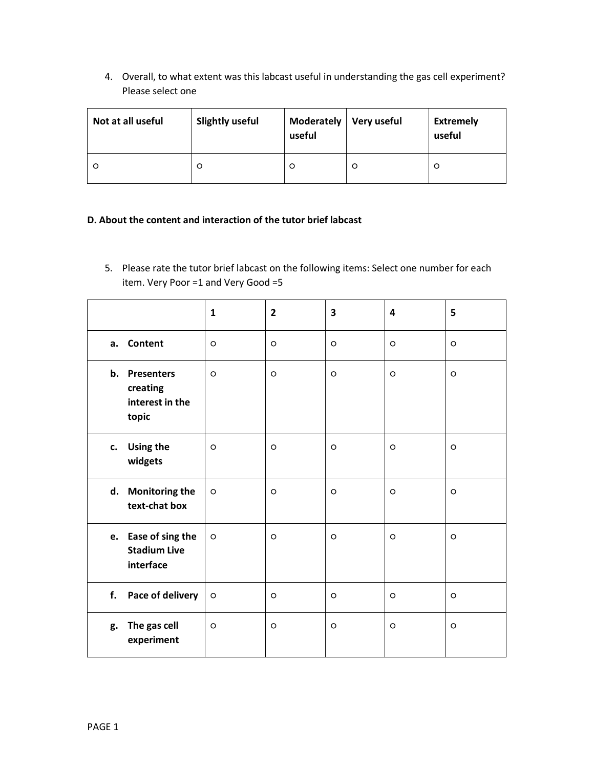4. Overall, to what extent was this labcast useful in understanding the gas cell experiment? Please select one

| Not at all useful | Slightly useful | Moderately useful | Very useful | Extremely useful |
|---|---|---|---|---|
| ○ | ○ | ○ | ○ | ○ |

**D. About the content and interaction of the tutor brief labcast**

5. Please rate the tutor brief labcast on the following items: Select one number for each item. Very Poor =1 and Very Good =5

| | **1** | **2** | **3** | **4** | **5** |
|---|---|---|---|---|---|
| **a. Content** | ○ | ○ | ○ | ○ | ○ |
| **b. Presenters creating interest in the topic** | ○ | ○ | ○ | ○ | ○ |
| **c. Using the widgets** | ○ | ○ | ○ | ○ | ○ |
| **d. Monitoring the text-chat box** | ○ | ○ | ○ | ○ | ○ |
| **e. Ease of sing the Stadium Live interface** | ○ | ○ | ○ | ○ | ○ |
| **f. Pace of delivery** | ○ | ○ | ○ | ○ | ○ |
| **g. The gas cell experiment** | ○ | ○ | ○ | ○ | ○ |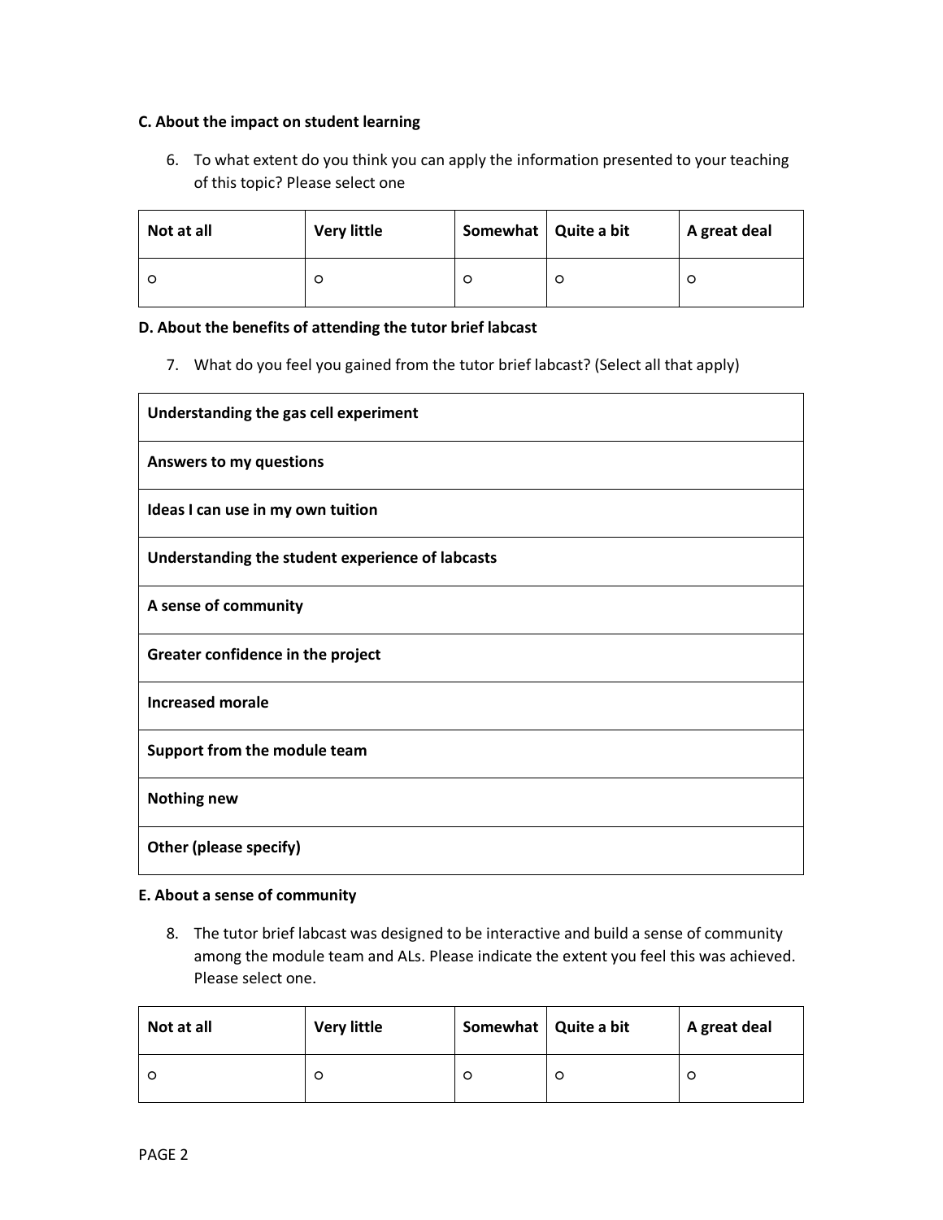**C. About the impact on student learning**

6. To what extent do you think you can apply the information presented to your teaching of this topic? Please select one

| Not at all | Very little | Somewhat | Quite a bit | A great deal |
|---|---|---|---|---|
| ○ | ○ | ○ | ○ | ○ |

**D. About the benefits of attending the tutor brief labcast**

7. What do you feel you gained from the tutor brief labcast? (Select all that apply)

| Understanding the gas cell experiment |
|---|
| Answers to my questions |
| Ideas I can use in my own tuition |
| Understanding the student experience of labcasts |
| A sense of community |
| Greater confidence in the project |
| Increased morale |
| Support from the module team |
| Nothing new |
| Other (please specify) |

**E. About a sense of community**

8. The tutor brief labcast was designed to be interactive and build a sense of community among the module team and ALs. Please indicate the extent you feel this was achieved. Please select one.

| Not at all | Very little | Somewhat | Quite a bit | A great deal |
|---|---|---|---|---|
| ○ | ○ | ○ | ○ | ○ |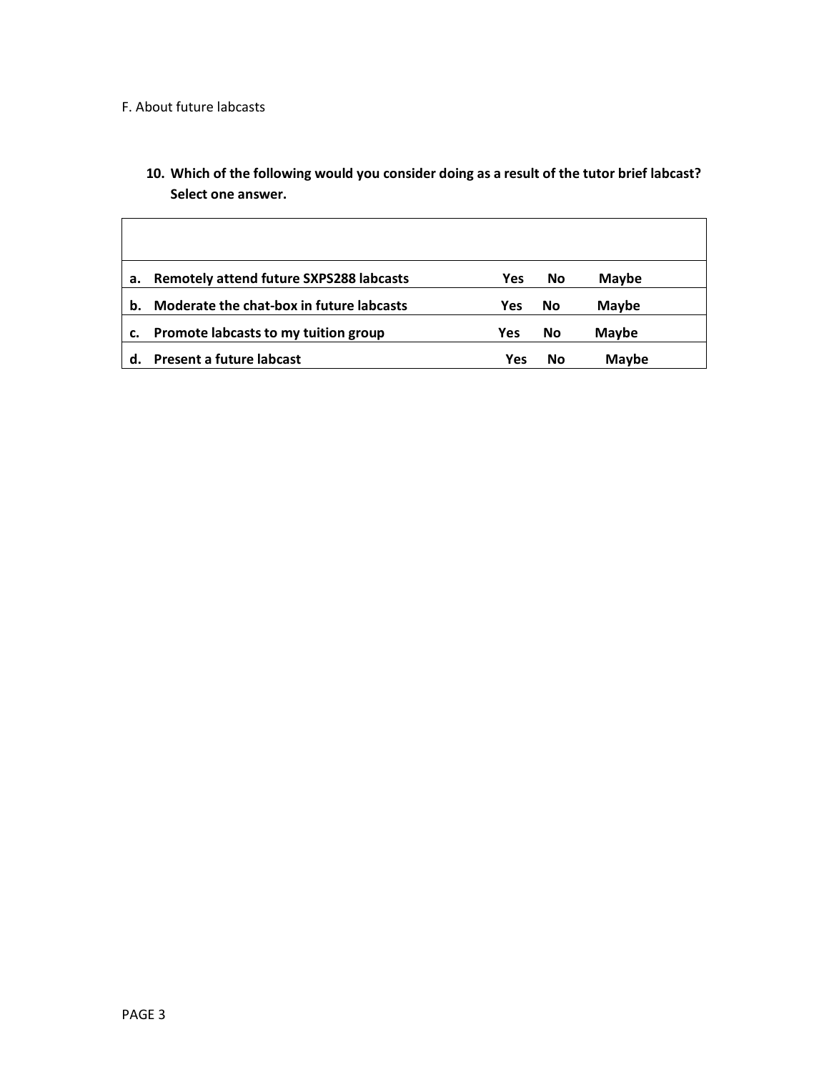F. About future labcasts

**10. Which of the following would you consider doing as a result of the tutor brief labcast? Select one answer.**

| | | | | |
|---|---|---|---|---|
| **a.** | **Remotely attend future SXPS288 labcasts** | **Yes** | **No** | **Maybe** |
| **b.** | **Moderate the chat-box in future labcasts** | **Yes** | **No** | **Maybe** |
| **c.** | **Promote labcasts to my tuition group** | **Yes** | **No** | **Maybe** |
| **d.** | **Present a future labcast** | **Yes** | **No** | **Maybe** |